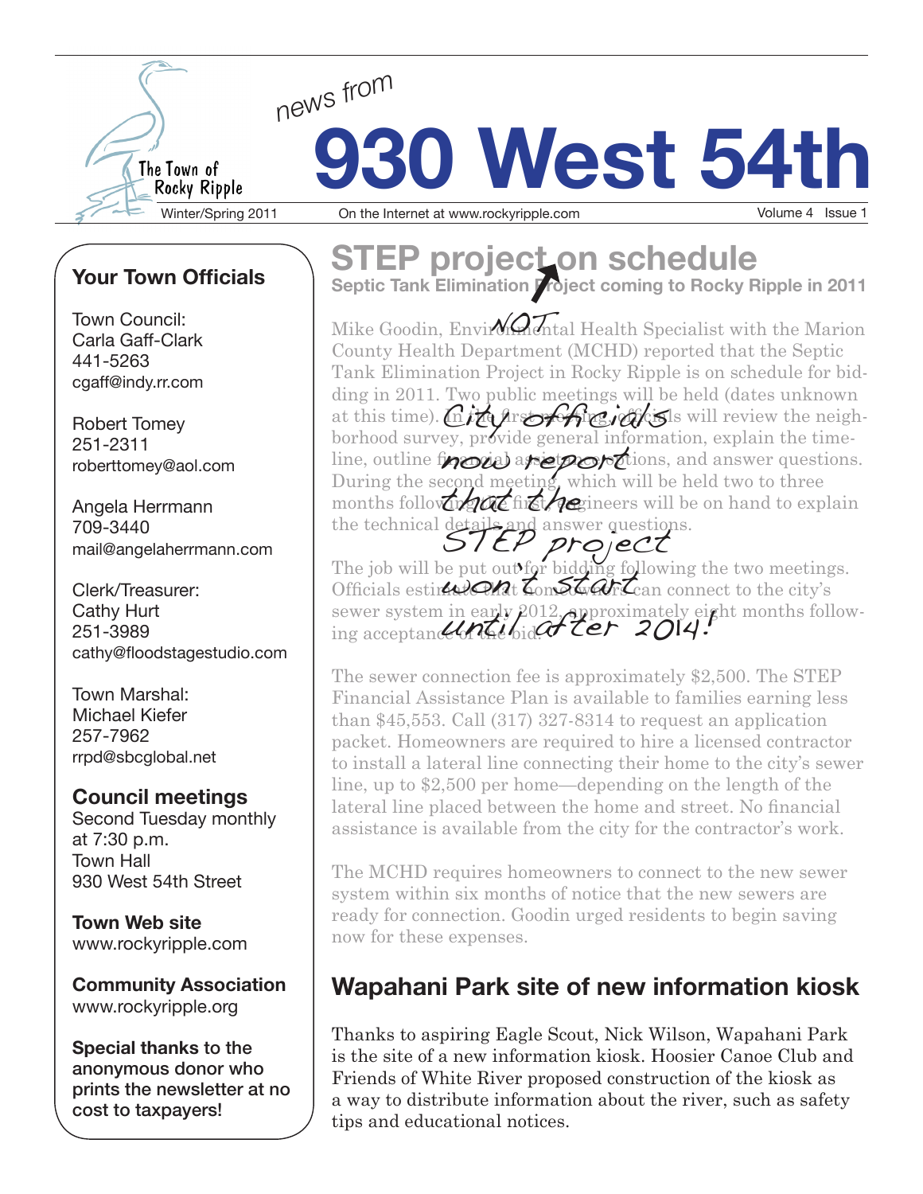# news from 930 West 54th

The Town of Rocky Ripple

Winter/Spring 2011 — On the Internet at www.rockyripple.com

## Your Town Officials

Town Council:
Carla Gaff-Clark
441-5263
cgaff@indy.rr.com

Robert Tomey
251-2311
roberttomey@aol.com

Angela Herrmann
709-3440
mail@angelaherrmann.com

Clerk/Treasurer:
Cathy Hurt
251-3989
cathy@floodstagestudio.com

Town Marshal:
Michael Kiefer
257-7962
rrpd@sbcglobal.net

**Council meetings**
Second Tuesday monthly
at 7:30 p.m.
Town Hall
930 West 54th Street

**Town Web site**
www.rockyripple.com

**Community Association**
www.rockyripple.org

**Special thanks** to the anonymous donor who prints the newsletter at no cost to taxpayers!

## STEP project on schedule

*[handwritten: NOT]*

**Septic Tank Elimination Project coming to Rocky Ripple in 2011**

*[handwritten: City officials now report that the STEP project won't start until after 2014!]*

Mike Goodin, Environmental Health Specialist with the Marion County Health Department (MCHD) reported that the Septic Tank Elimination Project in Rocky Ripple is on schedule for bidding in 2011. Two public meetings will be held (dates unknown at this time). In the first meeting, officials will review the neighborhood survey, provide general information, explain the timeline, outline financial assistance options, and answer questions. During the second meeting, which will be held two to three months following the first, engineers will be on hand to explain the technical details and answer questions.

The job will be put out for bidding following the two meetings. Officials estimate that homeowners can connect to the city's sewer system in early 2012, approximately eight months following acceptance of the bid.

The sewer connection fee is approximately $2,500. The STEP Financial Assistance Plan is available to families earning less than $45,553. Call (317) 327-8314 to request an application packet. Homeowners are required to hire a licensed contractor to install a lateral line connecting their home to the city's sewer line, up to $2,500 per home—depending on the length of the lateral line placed between the home and street. No financial assistance is available from the city for the contractor's work.

The MCHD requires homeowners to connect to the new sewer system within six months of notice that the new sewers are ready for connection. Goodin urged residents to begin saving now for these expenses.

## Wapahani Park site of new information kiosk

Thanks to aspiring Eagle Scout, Nick Wilson, Wapahani Park is the site of a new information kiosk. Hoosier Canoe Club and Friends of White River proposed construction of the kiosk as a way to distribute information about the river, such as safety tips and educational notices.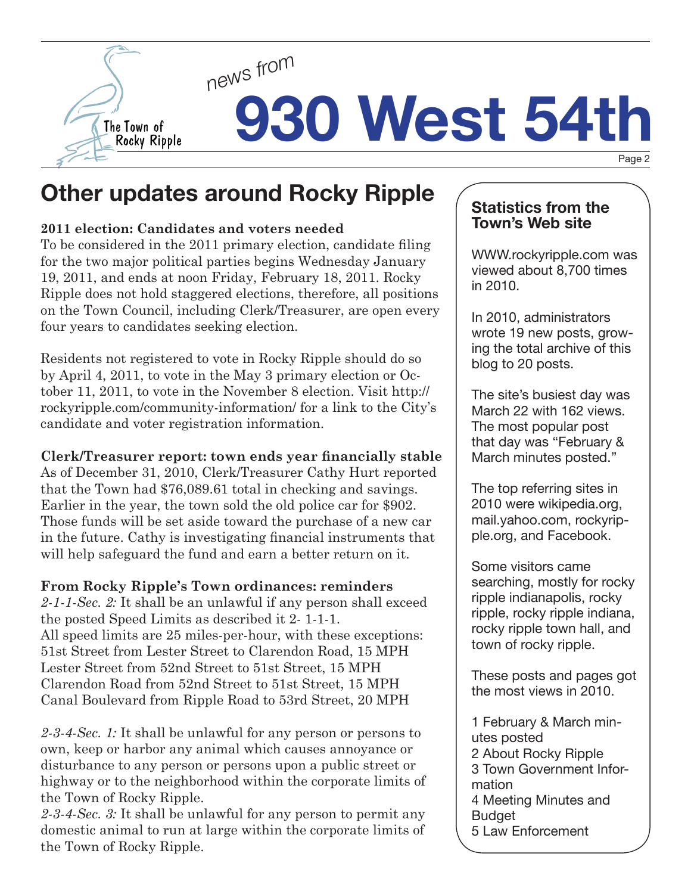# Other updates around Rocky Ripple

**2011 election: Candidates and voters needed**

To be considered in the 2011 primary election, candidate filing for the two major political parties begins Wednesday January 19, 2011, and ends at noon Friday, February 18, 2011. Rocky Ripple does not hold staggered elections, therefore, all positions on the Town Council, including Clerk/Treasurer, are open every four years to candidates seeking election.

Residents not registered to vote in Rocky Ripple should do so by April 4, 2011, to vote in the May 3 primary election or October 11, 2011, to vote in the November 8 election. Visit http://rockyripple.com/community-information/ for a link to the City's candidate and voter registration information.

**Clerk/Treasurer report: town ends year financially stable**

As of December 31, 2010, Clerk/Treasurer Cathy Hurt reported that the Town had $76,089.61 total in checking and savings. Earlier in the year, the town sold the old police car for $902. Those funds will be set aside toward the purchase of a new car in the future. Cathy is investigating financial instruments that will help safeguard the fund and earn a better return on it.

**From Rocky Ripple's Town ordinances: reminders**

*2-1-1-Sec. 2:* It shall be an unlawful if any person shall exceed the posted Speed Limits as described it 2- 1-1-1.
All speed limits are 25 miles-per-hour, with these exceptions:
51st Street from Lester Street to Clarendon Road, 15 MPH
Lester Street from 52nd Street to 51st Street, 15 MPH
Clarendon Road from 52nd Street to 51st Street, 15 MPH
Canal Boulevard from Ripple Road to 53rd Street, 20 MPH

*2-3-4-Sec. 1:* It shall be unlawful for any person or persons to own, keep or harbor any animal which causes annoyance or disturbance to any person or persons upon a public street or highway or to the neighborhood within the corporate limits of the Town of Rocky Ripple.
*2-3-4-Sec. 3:* It shall be unlawful for any person to permit any domestic animal to run at large within the corporate limits of the Town of Rocky Ripple.

## Statistics from the Town's Web site

WWW.rockyripple.com was viewed about 8,700 times in 2010.

In 2010, administrators wrote 19 new posts, growing the total archive of this blog to 20 posts.

The site's busiest day was March 22 with 162 views. The most popular post that day was "February & March minutes posted."

The top referring sites in 2010 were wikipedia.org, mail.yahoo.com, rockyripple.org, and Facebook.

Some visitors came searching, mostly for rocky ripple indianapolis, rocky ripple, rocky ripple indiana, rocky ripple town hall, and town of rocky ripple.

These posts and pages got the most views in 2010.

1 February & March minutes posted
2 About Rocky Ripple
3 Town Government Information
4 Meeting Minutes and Budget
5 Law Enforcement